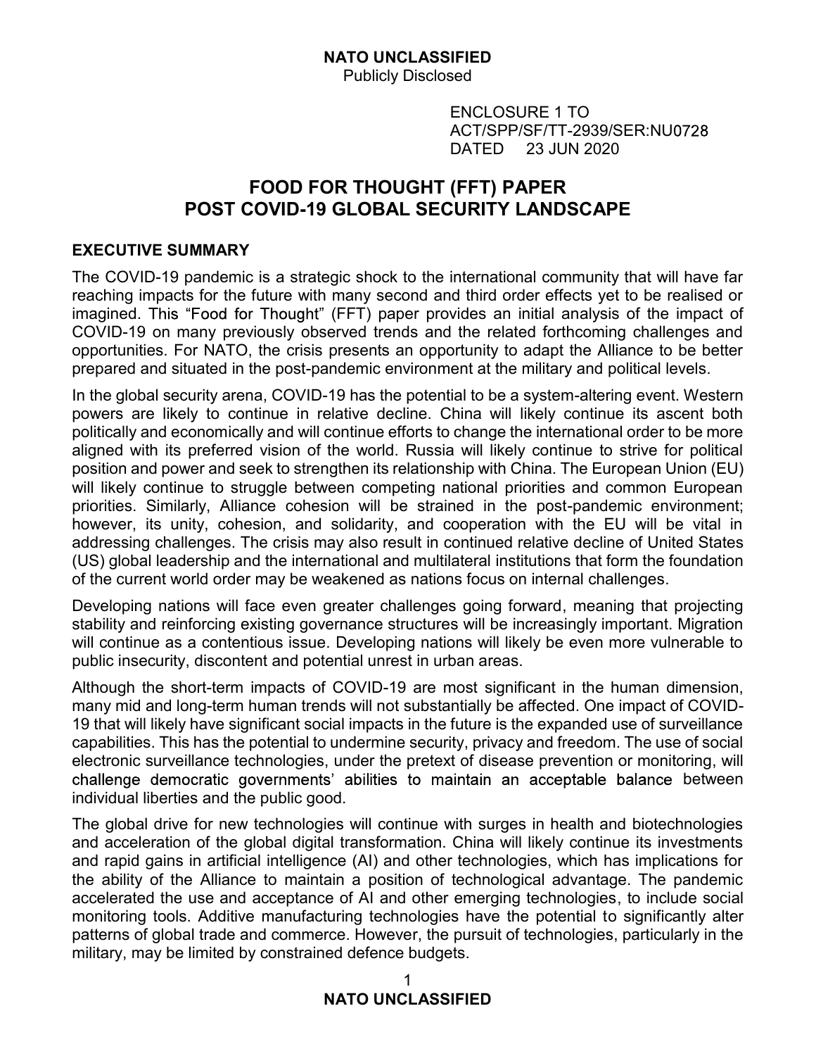**NATO UNCLASSIFIED**
Publicly Disclosed

ENCLOSURE 1 TO
ACT/SPP/SF/TT-2939/SER:NU0728
DATED 23 JUN 2020

# FOOD FOR THOUGHT (FFT) PAPER
# POST COVID-19 GLOBAL SECURITY LANDSCAPE

## EXECUTIVE SUMMARY

The COVID-19 pandemic is a strategic shock to the international community that will have far reaching impacts for the future with many second and third order effects yet to be realised or imagined. This "Food for Thought" (FFT) paper provides an initial analysis of the impact of COVID-19 on many previously observed trends and the related forthcoming challenges and opportunities. For NATO, the crisis presents an opportunity to adapt the Alliance to be better prepared and situated in the post-pandemic environment at the military and political levels.

In the global security arena, COVID-19 has the potential to be a system-altering event. Western powers are likely to continue in relative decline. China will likely continue its ascent both politically and economically and will continue efforts to change the international order to be more aligned with its preferred vision of the world. Russia will likely continue to strive for political position and power and seek to strengthen its relationship with China. The European Union (EU) will likely continue to struggle between competing national priorities and common European priorities. Similarly, Alliance cohesion will be strained in the post-pandemic environment; however, its unity, cohesion, and solidarity, and cooperation with the EU will be vital in addressing challenges. The crisis may also result in continued relative decline of United States (US) global leadership and the international and multilateral institutions that form the foundation of the current world order may be weakened as nations focus on internal challenges.

Developing nations will face even greater challenges going forward, meaning that projecting stability and reinforcing existing governance structures will be increasingly important. Migration will continue as a contentious issue. Developing nations will likely be even more vulnerable to public insecurity, discontent and potential unrest in urban areas.

Although the short-term impacts of COVID-19 are most significant in the human dimension, many mid and long-term human trends will not substantially be affected. One impact of COVID-19 that will likely have significant social impacts in the future is the expanded use of surveillance capabilities. This has the potential to undermine security, privacy and freedom. The use of social electronic surveillance technologies, under the pretext of disease prevention or monitoring, will challenge democratic governments' abilities to maintain an acceptable balance between individual liberties and the public good.

The global drive for new technologies will continue with surges in health and biotechnologies and acceleration of the global digital transformation. China will likely continue its investments and rapid gains in artificial intelligence (AI) and other technologies, which has implications for the ability of the Alliance to maintain a position of technological advantage. The pandemic accelerated the use and acceptance of AI and other emerging technologies, to include social monitoring tools. Additive manufacturing technologies have the potential to significantly alter patterns of global trade and commerce. However, the pursuit of technologies, particularly in the military, may be limited by constrained defence budgets.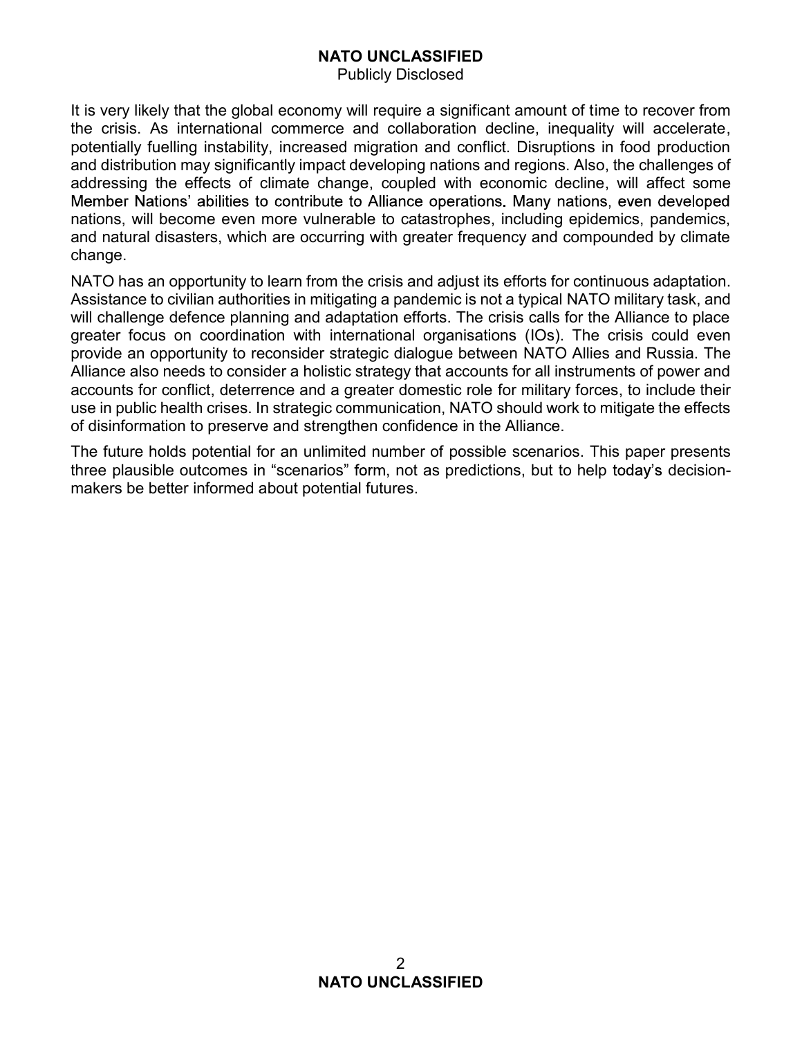It is very likely that the global economy will require a significant amount of time to recover from the crisis. As international commerce and collaboration decline, inequality will accelerate, potentially fuelling instability, increased migration and conflict. Disruptions in food production and distribution may significantly impact developing nations and regions. Also, the challenges of addressing the effects of climate change, coupled with economic decline, will affect some Member Nations' abilities to contribute to Alliance operations. Many nations, even developed nations, will become even more vulnerable to catastrophes, including epidemics, pandemics, and natural disasters, which are occurring with greater frequency and compounded by climate change.

NATO has an opportunity to learn from the crisis and adjust its efforts for continuous adaptation. Assistance to civilian authorities in mitigating a pandemic is not a typical NATO military task, and will challenge defence planning and adaptation efforts. The crisis calls for the Alliance to place greater focus on coordination with international organisations (IOs). The crisis could even provide an opportunity to reconsider strategic dialogue between NATO Allies and Russia. The Alliance also needs to consider a holistic strategy that accounts for all instruments of power and accounts for conflict, deterrence and a greater domestic role for military forces, to include their use in public health crises. In strategic communication, NATO should work to mitigate the effects of disinformation to preserve and strengthen confidence in the Alliance.

The future holds potential for an unlimited number of possible scenarios. This paper presents three plausible outcomes in "scenarios" form, not as predictions, but to help today's decision-makers be better informed about potential futures.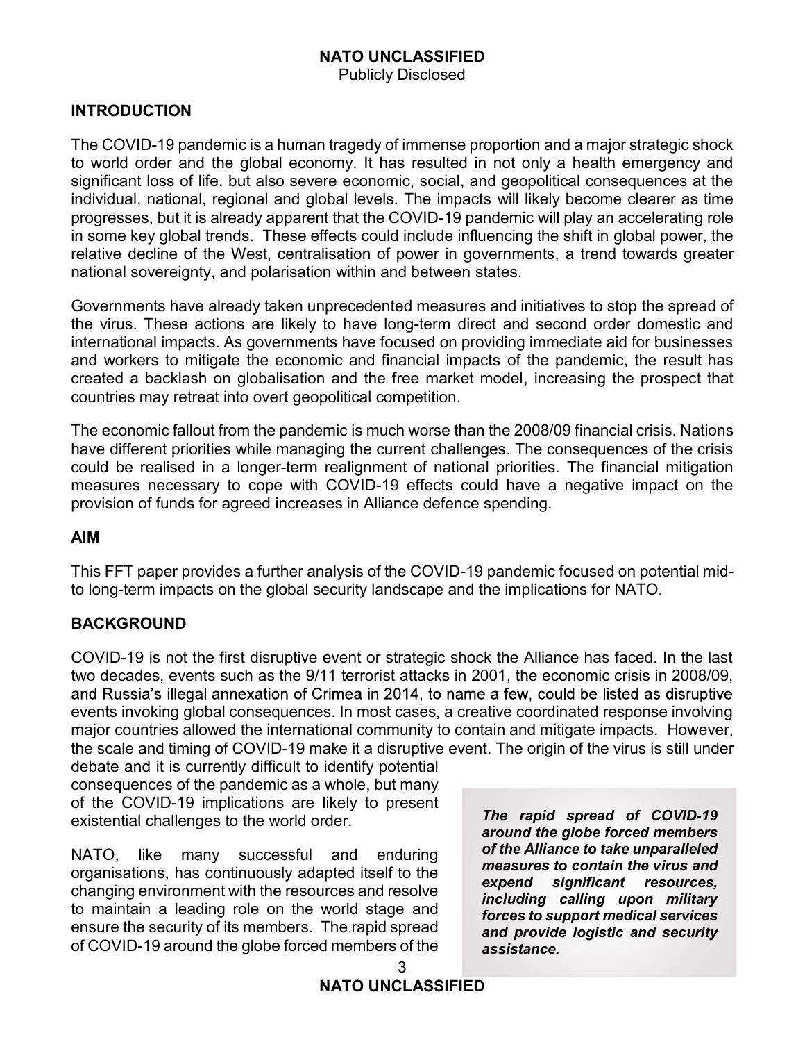## INTRODUCTION

The COVID-19 pandemic is a human tragedy of immense proportion and a major strategic shock to world order and the global economy. It has resulted in not only a health emergency and significant loss of life, but also severe economic, social, and geopolitical consequences at the individual, national, regional and global levels. The impacts will likely become clearer as time progresses, but it is already apparent that the COVID-19 pandemic will play an accelerating role in some key global trends. These effects could include influencing the shift in global power, the relative decline of the West, centralisation of power in governments, a trend towards greater national sovereignty, and polarisation within and between states.

Governments have already taken unprecedented measures and initiatives to stop the spread of the virus. These actions are likely to have long-term direct and second order domestic and international impacts. As governments have focused on providing immediate aid for businesses and workers to mitigate the economic and financial impacts of the pandemic, the result has created a backlash on globalisation and the free market model, increasing the prospect that countries may retreat into overt geopolitical competition.

The economic fallout from the pandemic is much worse than the 2008/09 financial crisis. Nations have different priorities while managing the current challenges. The consequences of the crisis could be realised in a longer-term realignment of national priorities. The financial mitigation measures necessary to cope with COVID-19 effects could have a negative impact on the provision of funds for agreed increases in Alliance defence spending.

## AIM

This FFT paper provides a further analysis of the COVID-19 pandemic focused on potential mid- to long-term impacts on the global security landscape and the implications for NATO.

## BACKGROUND

COVID-19 is not the first disruptive event or strategic shock the Alliance has faced. In the last two decades, events such as the 9/11 terrorist attacks in 2001, the economic crisis in 2008/09, and Russia's illegal annexation of Crimea in 2014, to name a few, could be listed as disruptive events invoking global consequences. In most cases, a creative coordinated response involving major countries allowed the international community to contain and mitigate impacts. However, the scale and timing of COVID-19 make it a disruptive event. The origin of the virus is still under debate and it is currently difficult to identify potential consequences of the pandemic as a whole, but many of the COVID-19 implications are likely to present existential challenges to the world order.

NATO, like many successful and enduring organisations, has continuously adapted itself to the changing environment with the resources and resolve to maintain a leading role on the world stage and ensure the security of its members. The rapid spread of COVID-19 around the globe forced members of the

> ***The rapid spread of COVID-19 around the globe forced members of the Alliance to take unparalleled measures to contain the virus and expend significant resources, including calling upon military forces to support medical services and provide logistic and security assistance.***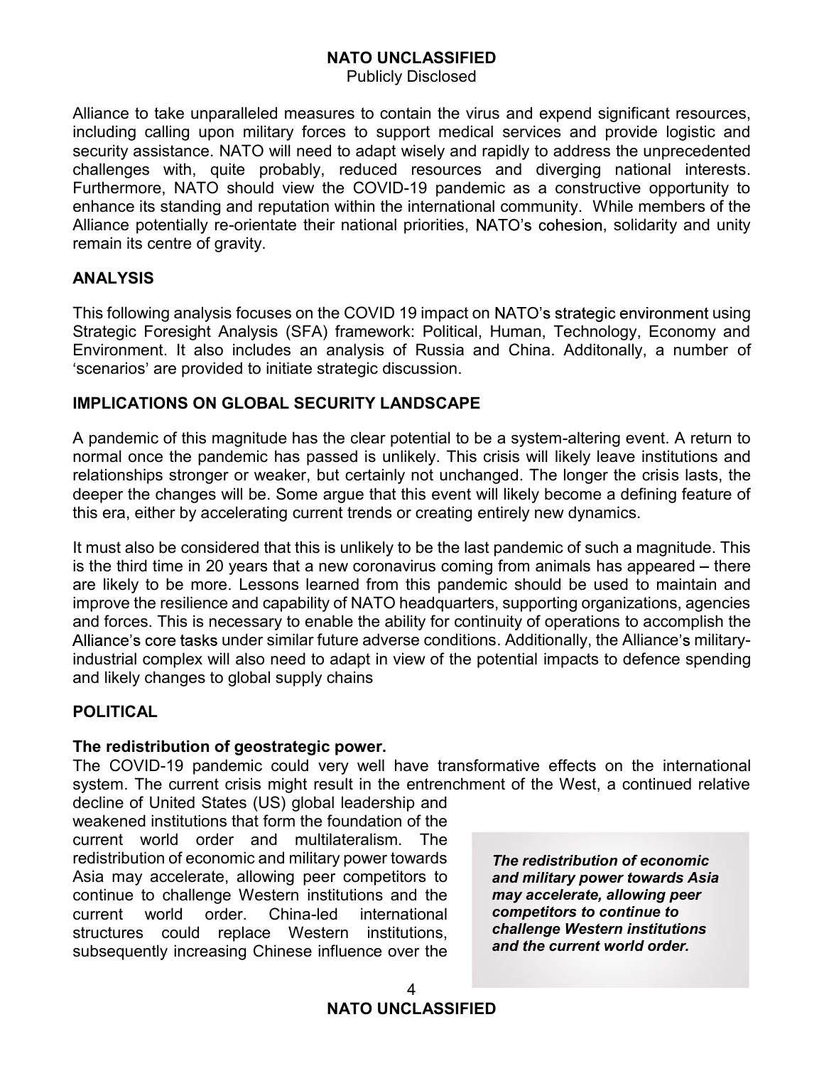Alliance to take unparalleled measures to contain the virus and expend significant resources, including calling upon military forces to support medical services and provide logistic and security assistance. NATO will need to adapt wisely and rapidly to address the unprecedented challenges with, quite probably, reduced resources and diverging national interests. Furthermore, NATO should view the COVID-19 pandemic as a constructive opportunity to enhance its standing and reputation within the international community. While members of the Alliance potentially re-orientate their national priorities, NATO's cohesion, solidarity and unity remain its centre of gravity.

## ANALYSIS

This following analysis focuses on the COVID 19 impact on NATO's strategic environment using Strategic Foresight Analysis (SFA) framework: Political, Human, Technology, Economy and Environment. It also includes an analysis of Russia and China. Additonally, a number of 'scenarios' are provided to initiate strategic discussion.

## IMPLICATIONS ON GLOBAL SECURITY LANDSCAPE

A pandemic of this magnitude has the clear potential to be a system-altering event. A return to normal once the pandemic has passed is unlikely. This crisis will likely leave institutions and relationships stronger or weaker, but certainly not unchanged. The longer the crisis lasts, the deeper the changes will be. Some argue that this event will likely become a defining feature of this era, either by accelerating current trends or creating entirely new dynamics.

It must also be considered that this is unlikely to be the last pandemic of such a magnitude. This is the third time in 20 years that a new coronavirus coming from animals has appeared – there are likely to be more. Lessons learned from this pandemic should be used to maintain and improve the resilience and capability of NATO headquarters, supporting organizations, agencies and forces. This is necessary to enable the ability for continuity of operations to accomplish the Alliance's core tasks under similar future adverse conditions. Additionally, the Alliance's military-industrial complex will also need to adapt in view of the potential impacts to defence spending and likely changes to global supply chains

## POLITICAL

### The redistribution of geostrategic power.

The COVID-19 pandemic could very well have transformative effects on the international system. The current crisis might result in the entrenchment of the West, a continued relative decline of United States (US) global leadership and weakened institutions that form the foundation of the current world order and multilateralism. The redistribution of economic and military power towards Asia may accelerate, allowing peer competitors to continue to challenge Western institutions and the current world order. China-led international structures could replace Western institutions, subsequently increasing Chinese influence over the

> ***The redistribution of economic and military power towards Asia may accelerate, allowing peer competitors to continue to challenge Western institutions and the current world order.***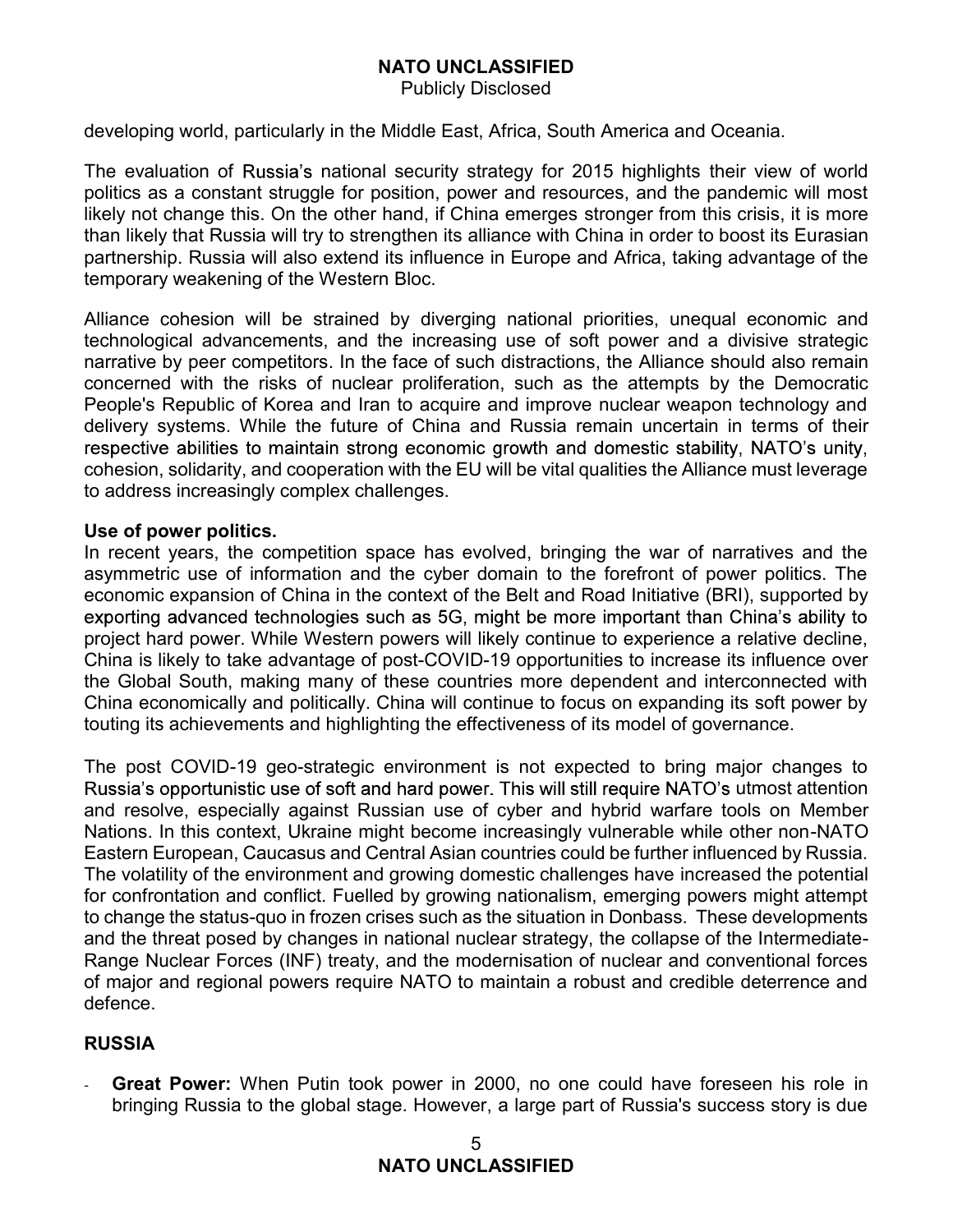developing world, particularly in the Middle East, Africa, South America and Oceania.

The evaluation of Russia's national security strategy for 2015 highlights their view of world politics as a constant struggle for position, power and resources, and the pandemic will most likely not change this. On the other hand, if China emerges stronger from this crisis, it is more than likely that Russia will try to strengthen its alliance with China in order to boost its Eurasian partnership. Russia will also extend its influence in Europe and Africa, taking advantage of the temporary weakening of the Western Bloc.

Alliance cohesion will be strained by diverging national priorities, unequal economic and technological advancements, and the increasing use of soft power and a divisive strategic narrative by peer competitors. In the face of such distractions, the Alliance should also remain concerned with the risks of nuclear proliferation, such as the attempts by the Democratic People's Republic of Korea and Iran to acquire and improve nuclear weapon technology and delivery systems. While the future of China and Russia remain uncertain in terms of their respective abilities to maintain strong economic growth and domestic stability, NATO's unity, cohesion, solidarity, and cooperation with the EU will be vital qualities the Alliance must leverage to address increasingly complex challenges.

**Use of power politics.**
In recent years, the competition space has evolved, bringing the war of narratives and the asymmetric use of information and the cyber domain to the forefront of power politics. The economic expansion of China in the context of the Belt and Road Initiative (BRI), supported by exporting advanced technologies such as 5G, might be more important than China's ability to project hard power. While Western powers will likely continue to experience a relative decline, China is likely to take advantage of post-COVID-19 opportunities to increase its influence over the Global South, making many of these countries more dependent and interconnected with China economically and politically. China will continue to focus on expanding its soft power by touting its achievements and highlighting the effectiveness of its model of governance.

The post COVID-19 geo-strategic environment is not expected to bring major changes to Russia's opportunistic use of soft and hard power. This will still require NATO's utmost attention and resolve, especially against Russian use of cyber and hybrid warfare tools on Member Nations. In this context, Ukraine might become increasingly vulnerable while other non-NATO Eastern European, Caucasus and Central Asian countries could be further influenced by Russia. The volatility of the environment and growing domestic challenges have increased the potential for confrontation and conflict. Fuelled by growing nationalism, emerging powers might attempt to change the status-quo in frozen crises such as the situation in Donbass. These developments and the threat posed by changes in national nuclear strategy, the collapse of the Intermediate-Range Nuclear Forces (INF) treaty, and the modernisation of nuclear and conventional forces of major and regional powers require NATO to maintain a robust and credible deterrence and defence.

## RUSSIA

- **Great Power:** When Putin took power in 2000, no one could have foreseen his role in bringing Russia to the global stage. However, a large part of Russia's success story is due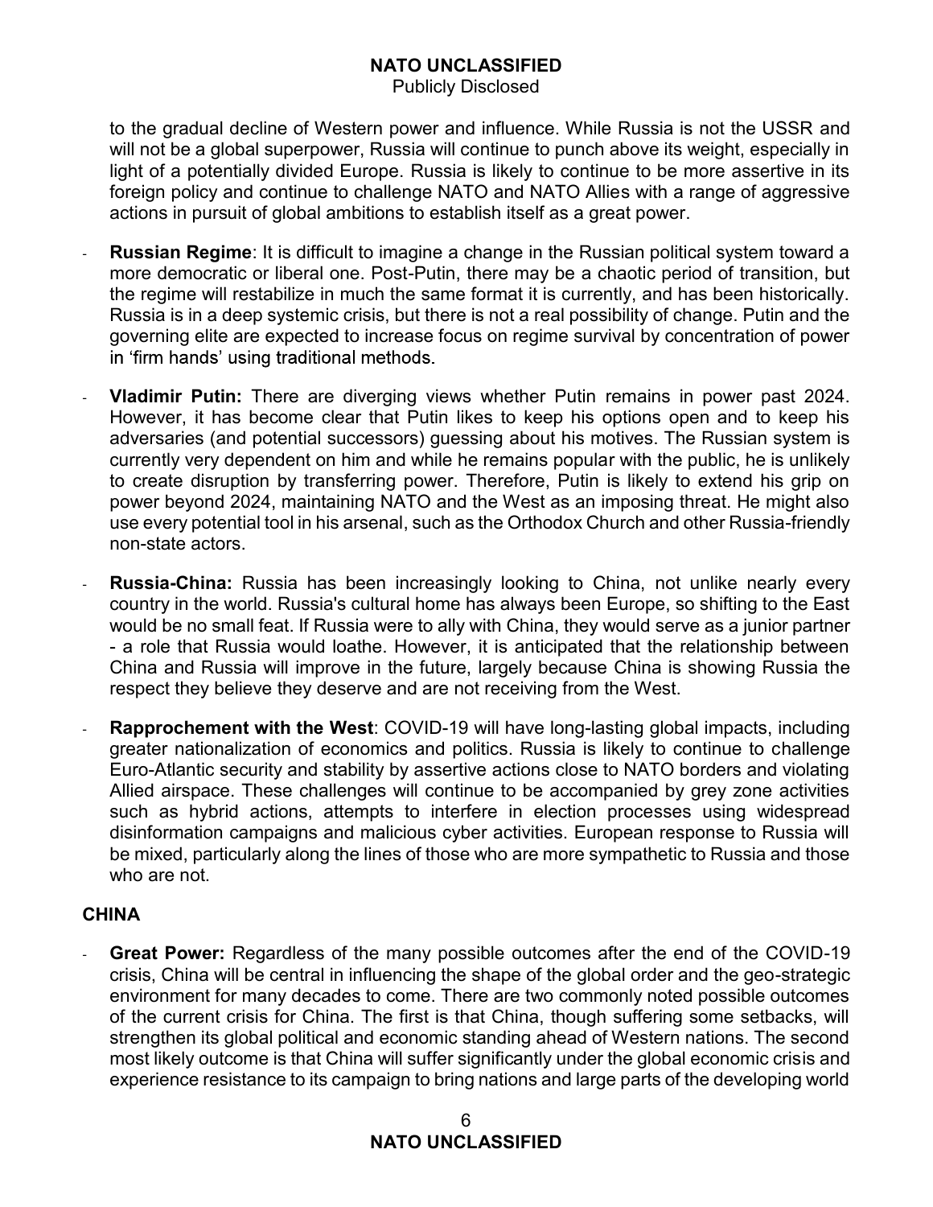to the gradual decline of Western power and influence. While Russia is not the USSR and will not be a global superpower, Russia will continue to punch above its weight, especially in light of a potentially divided Europe. Russia is likely to continue to be more assertive in its foreign policy and continue to challenge NATO and NATO Allies with a range of aggressive actions in pursuit of global ambitions to establish itself as a great power.

- **Russian Regime**: It is difficult to imagine a change in the Russian political system toward a more democratic or liberal one. Post-Putin, there may be a chaotic period of transition, but the regime will restabilize in much the same format it is currently, and has been historically. Russia is in a deep systemic crisis, but there is not a real possibility of change. Putin and the governing elite are expected to increase focus on regime survival by concentration of power in 'firm hands' using traditional methods.

- **Vladimir Putin:** There are diverging views whether Putin remains in power past 2024. However, it has become clear that Putin likes to keep his options open and to keep his adversaries (and potential successors) guessing about his motives. The Russian system is currently very dependent on him and while he remains popular with the public, he is unlikely to create disruption by transferring power. Therefore, Putin is likely to extend his grip on power beyond 2024, maintaining NATO and the West as an imposing threat. He might also use every potential tool in his arsenal, such as the Orthodox Church and other Russia-friendly non-state actors.

- **Russia-China:** Russia has been increasingly looking to China, not unlike nearly every country in the world. Russia's cultural home has always been Europe, so shifting to the East would be no small feat. If Russia were to ally with China, they would serve as a junior partner - a role that Russia would loathe. However, it is anticipated that the relationship between China and Russia will improve in the future, largely because China is showing Russia the respect they believe they deserve and are not receiving from the West.

- **Rapprochement with the West**: COVID-19 will have long-lasting global impacts, including greater nationalization of economics and politics. Russia is likely to continue to challenge Euro-Atlantic security and stability by assertive actions close to NATO borders and violating Allied airspace. These challenges will continue to be accompanied by grey zone activities such as hybrid actions, attempts to interfere in election processes using widespread disinformation campaigns and malicious cyber activities. European response to Russia will be mixed, particularly along the lines of those who are more sympathetic to Russia and those who are not.

## CHINA

- **Great Power:** Regardless of the many possible outcomes after the end of the COVID-19 crisis, China will be central in influencing the shape of the global order and the geo-strategic environment for many decades to come. There are two commonly noted possible outcomes of the current crisis for China. The first is that China, though suffering some setbacks, will strengthen its global political and economic standing ahead of Western nations. The second most likely outcome is that China will suffer significantly under the global economic crisis and experience resistance to its campaign to bring nations and large parts of the developing world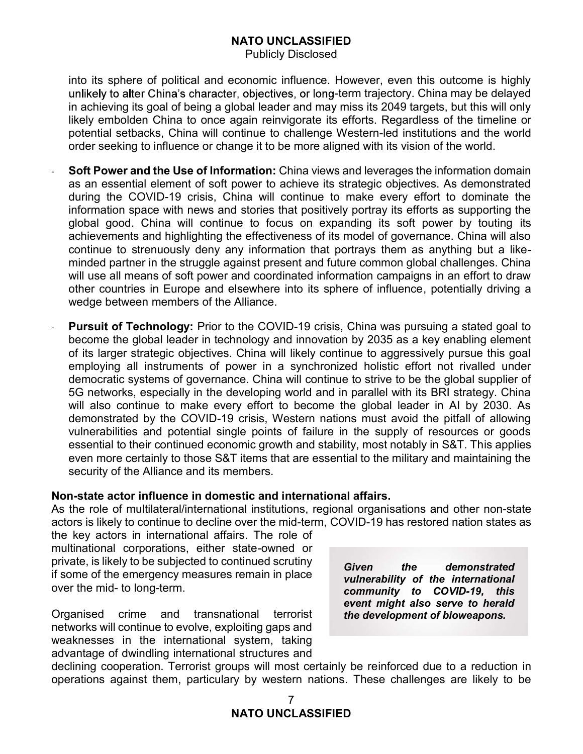into its sphere of political and economic influence. However, even this outcome is highly unlikely to alter China's character, objectives, or long-term trajectory. China may be delayed in achieving its goal of being a global leader and may miss its 2049 targets, but this will only likely embolden China to once again reinvigorate its efforts. Regardless of the timeline or potential setbacks, China will continue to challenge Western-led institutions and the world order seeking to influence or change it to be more aligned with its vision of the world.

- **Soft Power and the Use of Information:** China views and leverages the information domain as an essential element of soft power to achieve its strategic objectives. As demonstrated during the COVID-19 crisis, China will continue to make every effort to dominate the information space with news and stories that positively portray its efforts as supporting the global good. China will continue to focus on expanding its soft power by touting its achievements and highlighting the effectiveness of its model of governance. China will also continue to strenuously deny any information that portrays them as anything but a like-minded partner in the struggle against present and future common global challenges. China will use all means of soft power and coordinated information campaigns in an effort to draw other countries in Europe and elsewhere into its sphere of influence, potentially driving a wedge between members of the Alliance.

- **Pursuit of Technology:** Prior to the COVID-19 crisis, China was pursuing a stated goal to become the global leader in technology and innovation by 2035 as a key enabling element of its larger strategic objectives. China will likely continue to aggressively pursue this goal employing all instruments of power in a synchronized holistic effort not rivalled under democratic systems of governance. China will continue to strive to be the global supplier of 5G networks, especially in the developing world and in parallel with its BRI strategy. China will also continue to make every effort to become the global leader in AI by 2030. As demonstrated by the COVID-19 crisis, Western nations must avoid the pitfall of allowing vulnerabilities and potential single points of failure in the supply of resources or goods essential to their continued economic growth and stability, most notably in S&T. This applies even more certainly to those S&T items that are essential to the military and maintaining the security of the Alliance and its members.

**Non-state actor influence in domestic and international affairs.**

As the role of multilateral/international institutions, regional organisations and other non-state actors is likely to continue to decline over the mid-term, COVID-19 has restored nation states as the key actors in international affairs. The role of multinational corporations, either state-owned or private, is likely to be subjected to continued scrutiny if some of the emergency measures remain in place over the mid- to long-term.

> ***Given the demonstrated vulnerability of the international community to COVID-19, this event might also serve to herald the development of bioweapons.***

Organised crime and transnational terrorist networks will continue to evolve, exploiting gaps and weaknesses in the international system, taking advantage of dwindling international structures and declining cooperation. Terrorist groups will most certainly be reinforced due to a reduction in operations against them, particulary by western nations. These challenges are likely to be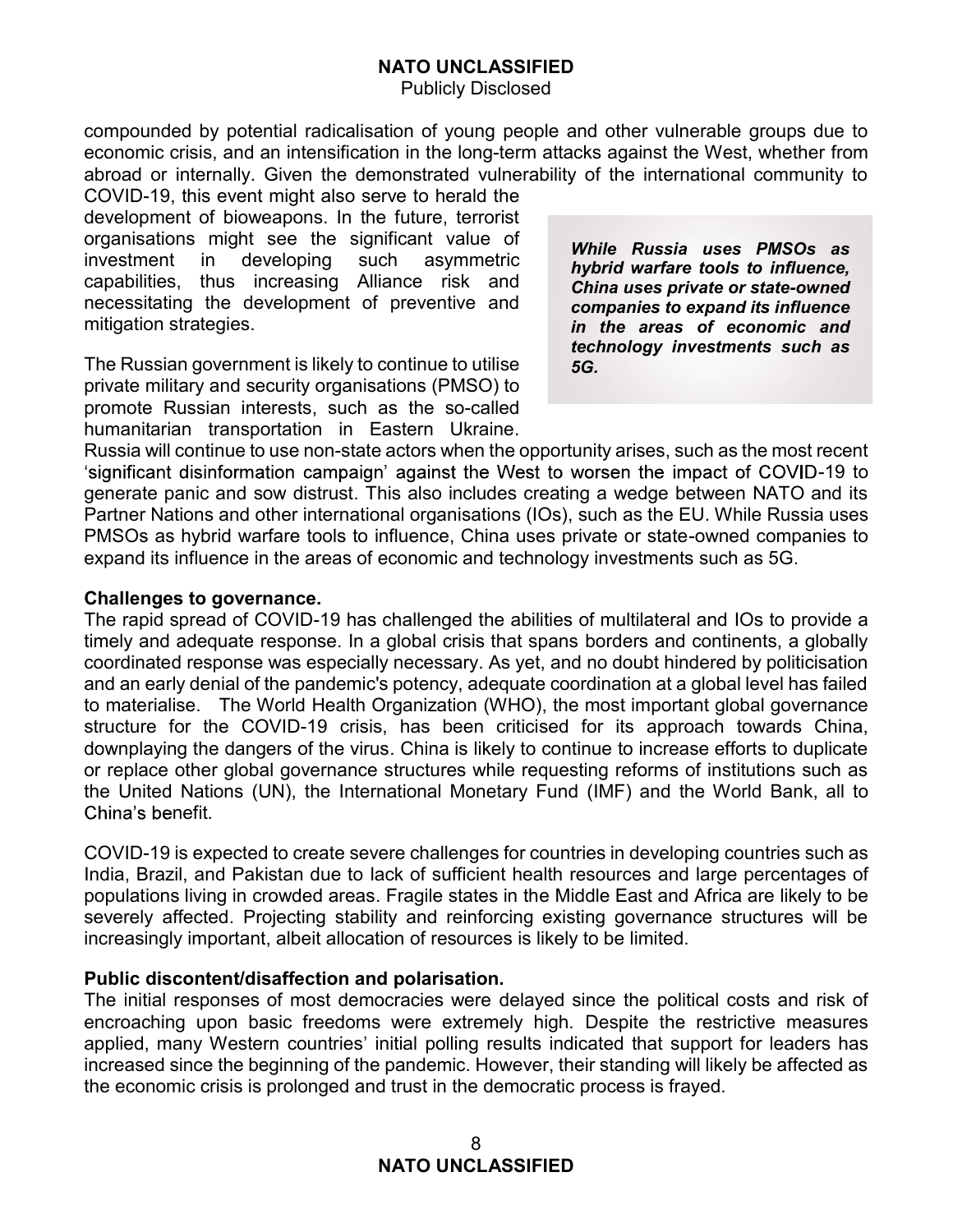compounded by potential radicalisation of young people and other vulnerable groups due to economic crisis, and an intensification in the long-term attacks against the West, whether from abroad or internally. Given the demonstrated vulnerability of the international community to COVID-19, this event might also serve to herald the development of bioweapons. In the future, terrorist organisations might see the significant value of investment in developing such asymmetric capabilities, thus increasing Alliance risk and necessitating the development of preventive and mitigation strategies.

> ***While Russia uses PMSOs as hybrid warfare tools to influence, China uses private or state-owned companies to expand its influence in the areas of economic and technology investments such as 5G.***

The Russian government is likely to continue to utilise private military and security organisations (PMSO) to promote Russian interests, such as the so-called humanitarian transportation in Eastern Ukraine. Russia will continue to use non-state actors when the opportunity arises, such as the most recent 'significant disinformation campaign' against the West to worsen the impact of COVID-19 to generate panic and sow distrust. This also includes creating a wedge between NATO and its Partner Nations and other international organisations (IOs), such as the EU. While Russia uses PMSOs as hybrid warfare tools to influence, China uses private or state-owned companies to expand its influence in the areas of economic and technology investments such as 5G.

**Challenges to governance.**

The rapid spread of COVID-19 has challenged the abilities of multilateral and IOs to provide a timely and adequate response. In a global crisis that spans borders and continents, a globally coordinated response was especially necessary. As yet, and no doubt hindered by politicisation and an early denial of the pandemic's potency, adequate coordination at a global level has failed to materialise. The World Health Organization (WHO), the most important global governance structure for the COVID-19 crisis, has been criticised for its approach towards China, downplaying the dangers of the virus. China is likely to continue to increase efforts to duplicate or replace other global governance structures while requesting reforms of institutions such as the United Nations (UN), the International Monetary Fund (IMF) and the World Bank, all to China's benefit.

COVID-19 is expected to create severe challenges for countries in developing countries such as India, Brazil, and Pakistan due to lack of sufficient health resources and large percentages of populations living in crowded areas. Fragile states in the Middle East and Africa are likely to be severely affected. Projecting stability and reinforcing existing governance structures will be increasingly important, albeit allocation of resources is likely to be limited.

**Public discontent/disaffection and polarisation.**

The initial responses of most democracies were delayed since the political costs and risk of encroaching upon basic freedoms were extremely high. Despite the restrictive measures applied, many Western countries' initial polling results indicated that support for leaders has increased since the beginning of the pandemic. However, their standing will likely be affected as the economic crisis is prolonged and trust in the democratic process is frayed.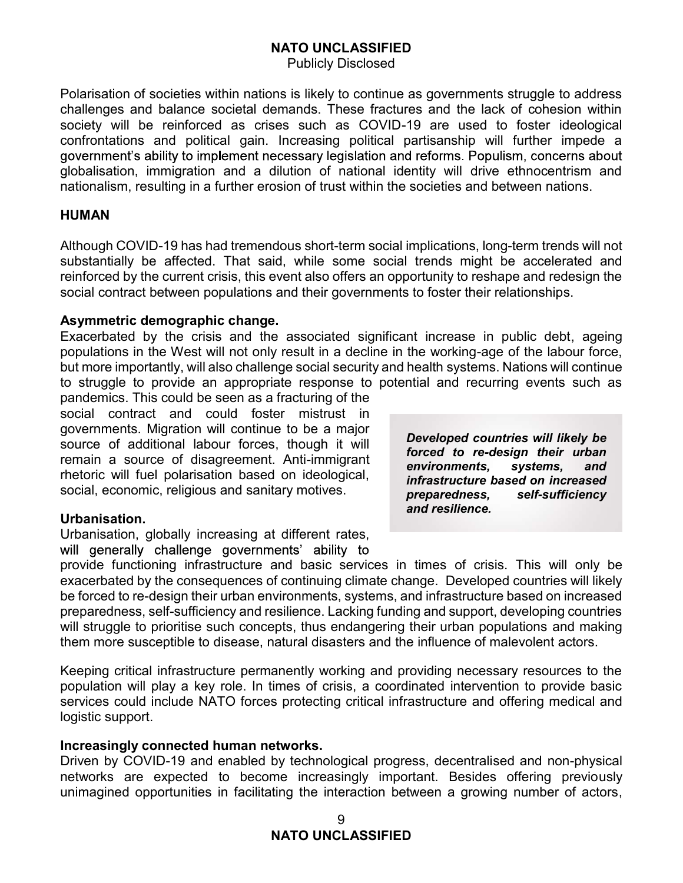Polarisation of societies within nations is likely to continue as governments struggle to address challenges and balance societal demands. These fractures and the lack of cohesion within society will be reinforced as crises such as COVID-19 are used to foster ideological confrontations and political gain. Increasing political partisanship will further impede a government's ability to implement necessary legislation and reforms. Populism, concerns about globalisation, immigration and a dilution of national identity will drive ethnocentrism and nationalism, resulting in a further erosion of trust within the societies and between nations.

## HUMAN

Although COVID-19 has had tremendous short-term social implications, long-term trends will not substantially be affected. That said, while some social trends might be accelerated and reinforced by the current crisis, this event also offers an opportunity to reshape and redesign the social contract between populations and their governments to foster their relationships.

**Asymmetric demographic change.**
Exacerbated by the crisis and the associated significant increase in public debt, ageing populations in the West will not only result in a decline in the working-age of the labour force, but more importantly, will also challenge social security and health systems. Nations will continue to struggle to provide an appropriate response to potential and recurring events such as pandemics. This could be seen as a fracturing of the social contract and could foster mistrust in governments. Migration will continue to be a major source of additional labour forces, though it will remain a source of disagreement. Anti-immigrant rhetoric will fuel polarisation based on ideological, social, economic, religious and sanitary motives.

> ***Developed countries will likely be forced to re-design their urban environments, systems, and infrastructure based on increased preparedness, self-sufficiency and resilience.***

**Urbanisation.**
Urbanisation, globally increasing at different rates, will generally challenge governments' ability to provide functioning infrastructure and basic services in times of crisis. This will only be exacerbated by the consequences of continuing climate change. Developed countries will likely be forced to re-design their urban environments, systems, and infrastructure based on increased preparedness, self-sufficiency and resilience. Lacking funding and support, developing countries will struggle to prioritise such concepts, thus endangering their urban populations and making them more susceptible to disease, natural disasters and the influence of malevolent actors.

Keeping critical infrastructure permanently working and providing necessary resources to the population will play a key role. In times of crisis, a coordinated intervention to provide basic services could include NATO forces protecting critical infrastructure and offering medical and logistic support.

**Increasingly connected human networks.**
Driven by COVID-19 and enabled by technological progress, decentralised and non-physical networks are expected to become increasingly important. Besides offering previously unimagined opportunities in facilitating the interaction between a growing number of actors,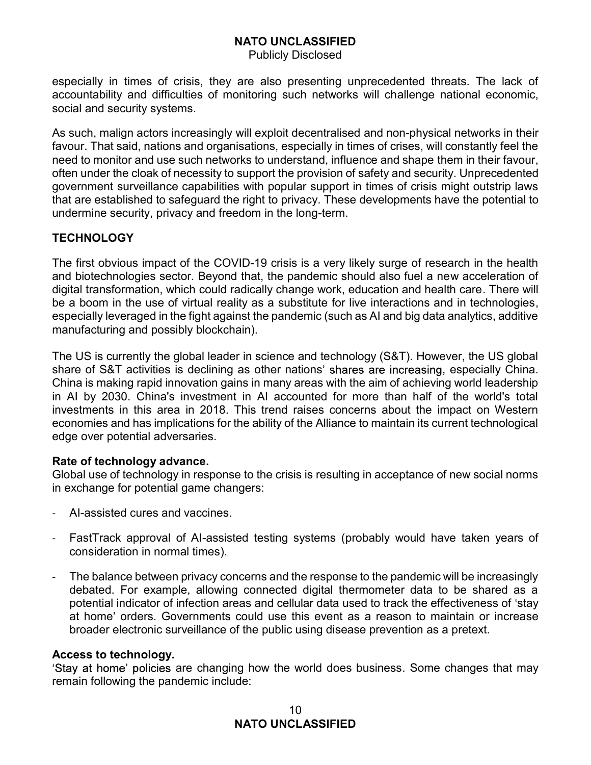especially in times of crisis, they are also presenting unprecedented threats. The lack of accountability and difficulties of monitoring such networks will challenge national economic, social and security systems.

As such, malign actors increasingly will exploit decentralised and non-physical networks in their favour. That said, nations and organisations, especially in times of crises, will constantly feel the need to monitor and use such networks to understand, influence and shape them in their favour, often under the cloak of necessity to support the provision of safety and security. Unprecedented government surveillance capabilities with popular support in times of crisis might outstrip laws that are established to safeguard the right to privacy. These developments have the potential to undermine security, privacy and freedom in the long-term.

## TECHNOLOGY

The first obvious impact of the COVID-19 crisis is a very likely surge of research in the health and biotechnologies sector. Beyond that, the pandemic should also fuel a new acceleration of digital transformation, which could radically change work, education and health care. There will be a boom in the use of virtual reality as a substitute for live interactions and in technologies, especially leveraged in the fight against the pandemic (such as AI and big data analytics, additive manufacturing and possibly blockchain).

The US is currently the global leader in science and technology (S&T). However, the US global share of S&T activities is declining as other nations' shares are increasing, especially China. China is making rapid innovation gains in many areas with the aim of achieving world leadership in AI by 2030. China's investment in AI accounted for more than half of the world's total investments in this area in 2018. This trend raises concerns about the impact on Western economies and has implications for the ability of the Alliance to maintain its current technological edge over potential adversaries.

**Rate of technology advance.**
Global use of technology in response to the crisis is resulting in acceptance of new social norms in exchange for potential game changers:

- AI-assisted cures and vaccines.
- FastTrack approval of AI-assisted testing systems (probably would have taken years of consideration in normal times).
- The balance between privacy concerns and the response to the pandemic will be increasingly debated. For example, allowing connected digital thermometer data to be shared as a potential indicator of infection areas and cellular data used to track the effectiveness of 'stay at home' orders. Governments could use this event as a reason to maintain or increase broader electronic surveillance of the public using disease prevention as a pretext.

**Access to technology.**
'Stay at home' policies are changing how the world does business. Some changes that may remain following the pandemic include: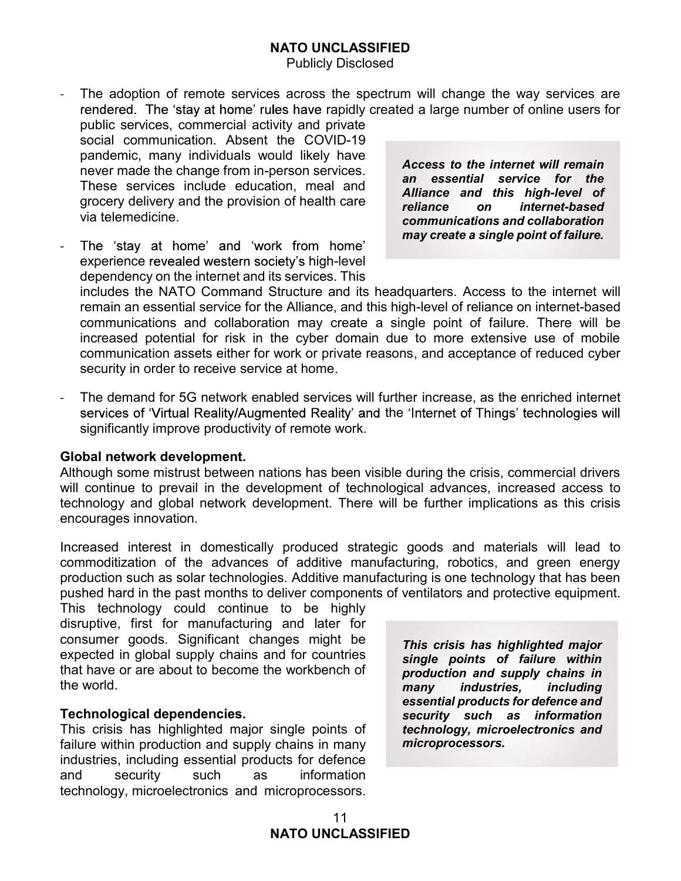- The adoption of remote services across the spectrum will change the way services are rendered. The 'stay at home' rules have rapidly created a large number of online users for public services, commercial activity and private social communication. Absent the COVID-19 pandemic, many individuals would likely have never made the change from in-person services. These services include education, meal and grocery delivery and the provision of health care via telemedicine.

- The 'stay at home' and 'work from home' experience revealed western society's high-level dependency on the internet and its services. This includes the NATO Command Structure and its headquarters. Access to the internet will remain an essential service for the Alliance, and this high-level of reliance on internet-based communications and collaboration may create a single point of failure. There will be increased potential for risk in the cyber domain due to more extensive use of mobile communication assets either for work or private reasons, and acceptance of reduced cyber security in order to receive service at home.

> ***Access to the internet will remain an essential service for the Alliance and this high-level of reliance on internet-based communications and collaboration may create a single point of failure.***

- The demand for 5G network enabled services will further increase, as the enriched internet services of 'Virtual Reality/Augmented Reality' and the 'Internet of Things' technologies will significantly improve productivity of remote work.

**Global network development.**
Although some mistrust between nations has been visible during the crisis, commercial drivers will continue to prevail in the development of technological advances, increased access to technology and global network development. There will be further implications as this crisis encourages innovation.

Increased interest in domestically produced strategic goods and materials will lead to commoditization of the advances of additive manufacturing, robotics, and green energy production such as solar technologies. Additive manufacturing is one technology that has been pushed hard in the past months to deliver components of ventilators and protective equipment. This technology could continue to be highly disruptive, first for manufacturing and later for consumer goods. Significant changes might be expected in global supply chains and for countries that have or are about to become the workbench of the world.

**Technological dependencies.**
This crisis has highlighted major single points of failure within production and supply chains in many industries, including essential products for defence and security such as information technology, microelectronics and microprocessors.

> ***This crisis has highlighted major single points of failure within production and supply chains in many industries, including essential products for defence and security such as information technology, microelectronics and microprocessors.***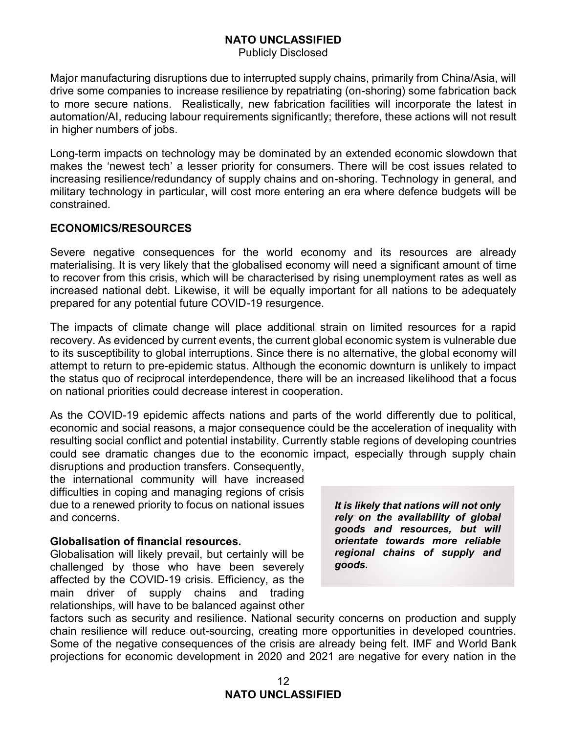Major manufacturing disruptions due to interrupted supply chains, primarily from China/Asia, will drive some companies to increase resilience by repatriating (on-shoring) some fabrication back to more secure nations. Realistically, new fabrication facilities will incorporate the latest in automation/AI, reducing labour requirements significantly; therefore, these actions will not result in higher numbers of jobs.

Long-term impacts on technology may be dominated by an extended economic slowdown that makes the 'newest tech' a lesser priority for consumers. There will be cost issues related to increasing resilience/redundancy of supply chains and on-shoring. Technology in general, and military technology in particular, will cost more entering an era where defence budgets will be constrained.

## ECONOMICS/RESOURCES

Severe negative consequences for the world economy and its resources are already materialising. It is very likely that the globalised economy will need a significant amount of time to recover from this crisis, which will be characterised by rising unemployment rates as well as increased national debt. Likewise, it will be equally important for all nations to be adequately prepared for any potential future COVID-19 resurgence.

The impacts of climate change will place additional strain on limited resources for a rapid recovery. As evidenced by current events, the current global economic system is vulnerable due to its susceptibility to global interruptions. Since there is no alternative, the global economy will attempt to return to pre-epidemic status. Although the economic downturn is unlikely to impact the status quo of reciprocal interdependence, there will be an increased likelihood that a focus on national priorities could decrease interest in cooperation.

As the COVID-19 epidemic affects nations and parts of the world differently due to political, economic and social reasons, a major consequence could be the acceleration of inequality with resulting social conflict and potential instability. Currently stable regions of developing countries could see dramatic changes due to the economic impact, especially through supply chain disruptions and production transfers. Consequently, the international community will have increased difficulties in coping and managing regions of crisis due to a renewed priority to focus on national issues and concerns.

> ***It is likely that nations will not only rely on the availability of global goods and resources, but will orientate towards more reliable regional chains of supply and goods.***

### Globalisation of financial resources.

Globalisation will likely prevail, but certainly will be challenged by those who have been severely affected by the COVID-19 crisis. Efficiency, as the main driver of supply chains and trading relationships, will have to be balanced against other factors such as security and resilience. National security concerns on production and supply chain resilience will reduce out-sourcing, creating more opportunities in developed countries. Some of the negative consequences of the crisis are already being felt. IMF and World Bank projections for economic development in 2020 and 2021 are negative for every nation in the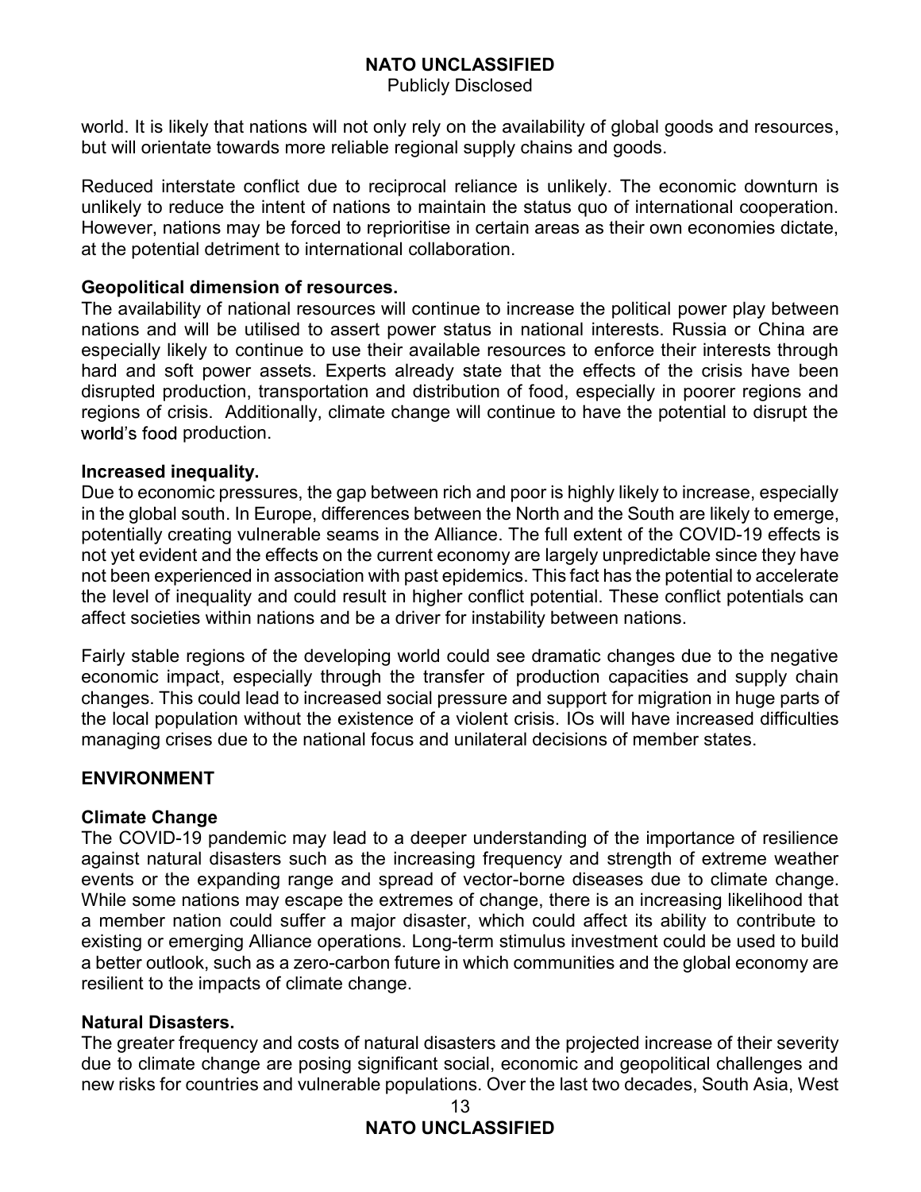world. It is likely that nations will not only rely on the availability of global goods and resources, but will orientate towards more reliable regional supply chains and goods.

Reduced interstate conflict due to reciprocal reliance is unlikely. The economic downturn is unlikely to reduce the intent of nations to maintain the status quo of international cooperation. However, nations may be forced to reprioritise in certain areas as their own economies dictate, at the potential detriment to international collaboration.

**Geopolitical dimension of resources.**
The availability of national resources will continue to increase the political power play between nations and will be utilised to assert power status in national interests. Russia or China are especially likely to continue to use their available resources to enforce their interests through hard and soft power assets. Experts already state that the effects of the crisis have been disrupted production, transportation and distribution of food, especially in poorer regions and regions of crisis. Additionally, climate change will continue to have the potential to disrupt the world's food production.

**Increased inequality.**
Due to economic pressures, the gap between rich and poor is highly likely to increase, especially in the global south. In Europe, differences between the North and the South are likely to emerge, potentially creating vulnerable seams in the Alliance. The full extent of the COVID-19 effects is not yet evident and the effects on the current economy are largely unpredictable since they have not been experienced in association with past epidemics. This fact has the potential to accelerate the level of inequality and could result in higher conflict potential. These conflict potentials can affect societies within nations and be a driver for instability between nations.

Fairly stable regions of the developing world could see dramatic changes due to the negative economic impact, especially through the transfer of production capacities and supply chain changes. This could lead to increased social pressure and support for migration in huge parts of the local population without the existence of a violent crisis. IOs will have increased difficulties managing crises due to the national focus and unilateral decisions of member states.

## ENVIRONMENT

**Climate Change**
The COVID-19 pandemic may lead to a deeper understanding of the importance of resilience against natural disasters such as the increasing frequency and strength of extreme weather events or the expanding range and spread of vector-borne diseases due to climate change. While some nations may escape the extremes of change, there is an increasing likelihood that a member nation could suffer a major disaster, which could affect its ability to contribute to existing or emerging Alliance operations. Long-term stimulus investment could be used to build a better outlook, such as a zero-carbon future in which communities and the global economy are resilient to the impacts of climate change.

**Natural Disasters.**
The greater frequency and costs of natural disasters and the projected increase of their severity due to climate change are posing significant social, economic and geopolitical challenges and new risks for countries and vulnerable populations. Over the last two decades, South Asia, West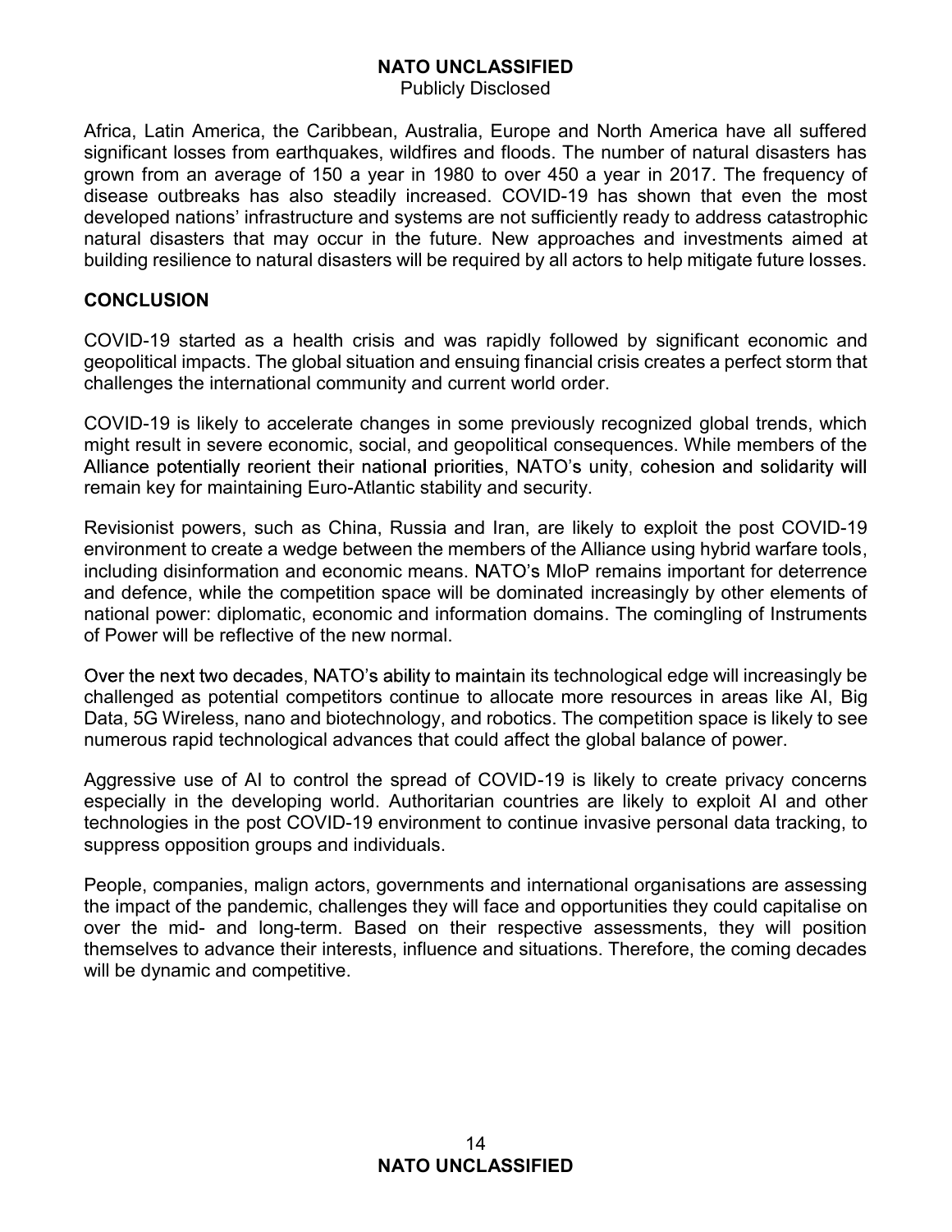Africa, Latin America, the Caribbean, Australia, Europe and North America have all suffered significant losses from earthquakes, wildfires and floods. The number of natural disasters has grown from an average of 150 a year in 1980 to over 450 a year in 2017. The frequency of disease outbreaks has also steadily increased. COVID-19 has shown that even the most developed nations' infrastructure and systems are not sufficiently ready to address catastrophic natural disasters that may occur in the future. New approaches and investments aimed at building resilience to natural disasters will be required by all actors to help mitigate future losses.

## CONCLUSION

COVID-19 started as a health crisis and was rapidly followed by significant economic and geopolitical impacts. The global situation and ensuing financial crisis creates a perfect storm that challenges the international community and current world order.

COVID-19 is likely to accelerate changes in some previously recognized global trends, which might result in severe economic, social, and geopolitical consequences. While members of the Alliance potentially reorient their national priorities, NATO's unity, cohesion and solidarity will remain key for maintaining Euro-Atlantic stability and security.

Revisionist powers, such as China, Russia and Iran, are likely to exploit the post COVID-19 environment to create a wedge between the members of the Alliance using hybrid warfare tools, including disinformation and economic means. NATO's MIoP remains important for deterrence and defence, while the competition space will be dominated increasingly by other elements of national power: diplomatic, economic and information domains. The comingling of Instruments of Power will be reflective of the new normal.

Over the next two decades, NATO's ability to maintain its technological edge will increasingly be challenged as potential competitors continue to allocate more resources in areas like AI, Big Data, 5G Wireless, nano and biotechnology, and robotics. The competition space is likely to see numerous rapid technological advances that could affect the global balance of power.

Aggressive use of AI to control the spread of COVID-19 is likely to create privacy concerns especially in the developing world. Authoritarian countries are likely to exploit AI and other technologies in the post COVID-19 environment to continue invasive personal data tracking, to suppress opposition groups and individuals.

People, companies, malign actors, governments and international organisations are assessing the impact of the pandemic, challenges they will face and opportunities they could capitalise on over the mid- and long-term. Based on their respective assessments, they will position themselves to advance their interests, influence and situations. Therefore, the coming decades will be dynamic and competitive.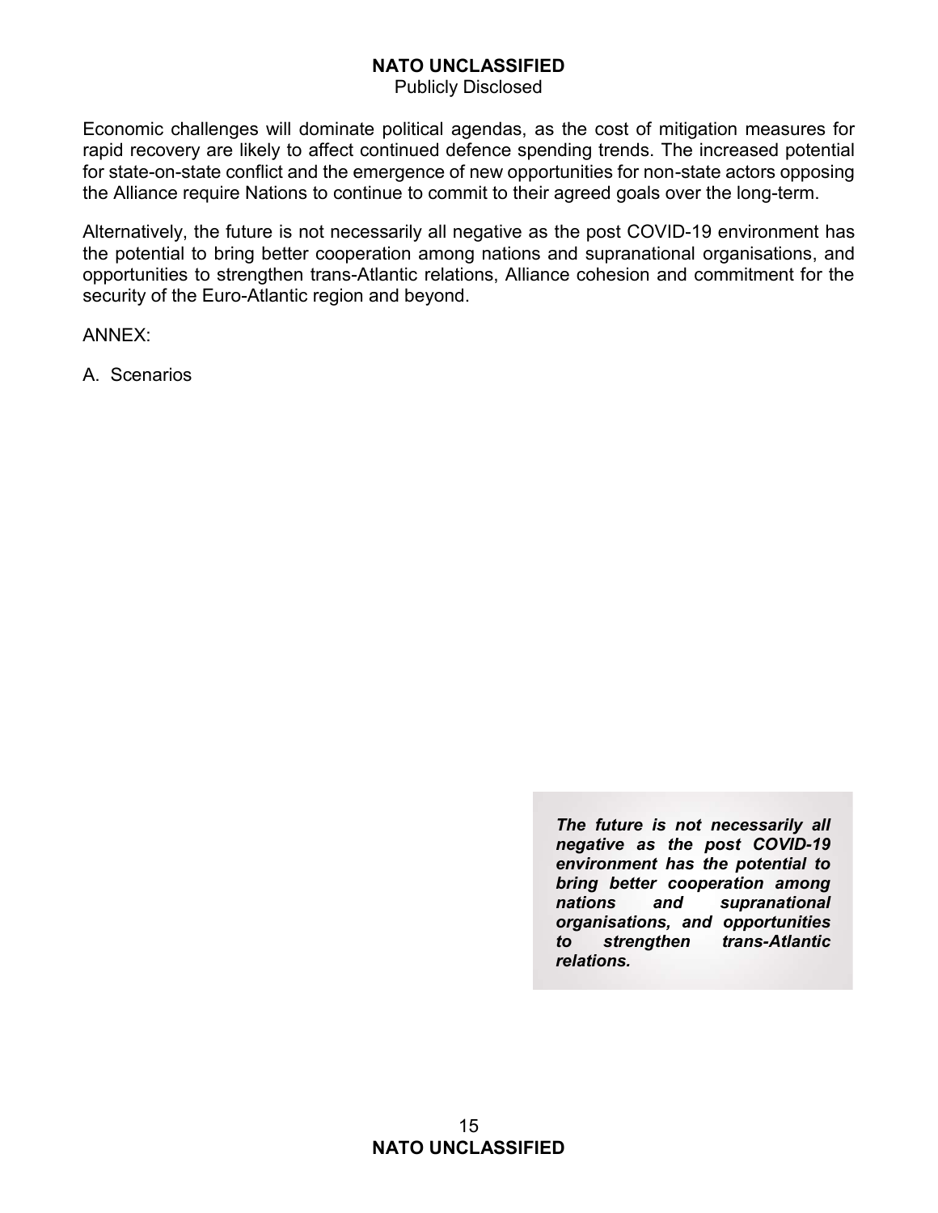Economic challenges will dominate political agendas, as the cost of mitigation measures for rapid recovery are likely to affect continued defence spending trends. The increased potential for state-on-state conflict and the emergence of new opportunities for non-state actors opposing the Alliance require Nations to continue to commit to their agreed goals over the long-term.

Alternatively, the future is not necessarily all negative as the post COVID-19 environment has the potential to bring better cooperation among nations and supranational organisations, and opportunities to strengthen trans-Atlantic relations, Alliance cohesion and commitment for the security of the Euro-Atlantic region and beyond.

ANNEX:

A. Scenarios

> ***The future is not necessarily all negative as the post COVID-19 environment has the potential to bring better cooperation among nations and supranational organisations, and opportunities to strengthen trans-Atlantic relations.***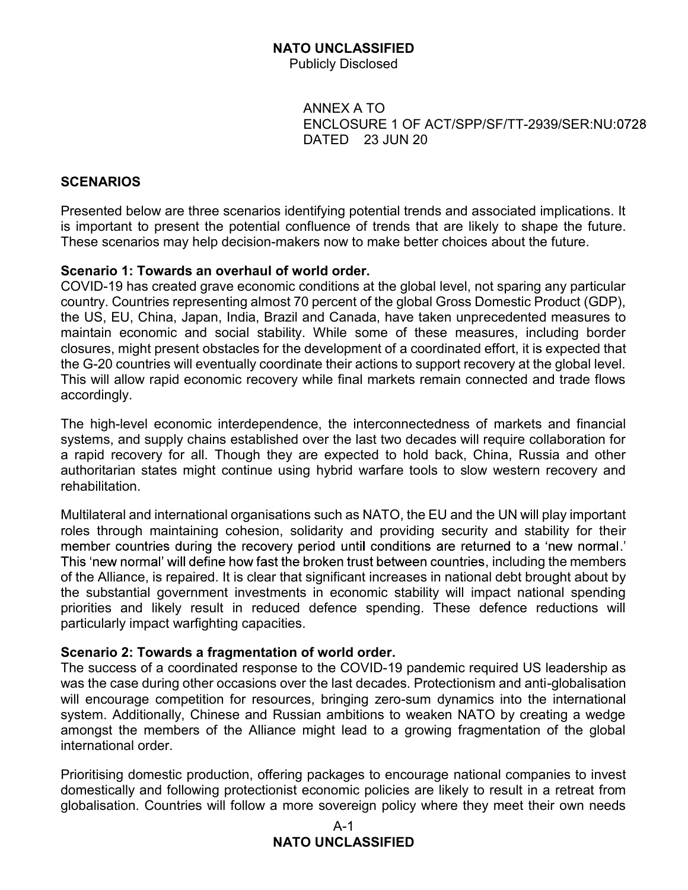ANNEX A TO
ENCLOSURE 1 OF ACT/SPP/SF/TT-2939/SER:NU:0728
DATED 23 JUN 20

## SCENARIOS

Presented below are three scenarios identifying potential trends and associated implications. It is important to present the potential confluence of trends that are likely to shape the future. These scenarios may help decision-makers now to make better choices about the future.

### Scenario 1: Towards an overhaul of world order.

COVID-19 has created grave economic conditions at the global level, not sparing any particular country. Countries representing almost 70 percent of the global Gross Domestic Product (GDP), the US, EU, China, Japan, India, Brazil and Canada, have taken unprecedented measures to maintain economic and social stability. While some of these measures, including border closures, might present obstacles for the development of a coordinated effort, it is expected that the G-20 countries will eventually coordinate their actions to support recovery at the global level. This will allow rapid economic recovery while final markets remain connected and trade flows accordingly.

The high-level economic interdependence, the interconnectedness of markets and financial systems, and supply chains established over the last two decades will require collaboration for a rapid recovery for all. Though they are expected to hold back, China, Russia and other authoritarian states might continue using hybrid warfare tools to slow western recovery and rehabilitation.

Multilateral and international organisations such as NATO, the EU and the UN will play important roles through maintaining cohesion, solidarity and providing security and stability for their member countries during the recovery period until conditions are returned to a 'new normal.' This 'new normal' will define how fast the broken trust between countries, including the members of the Alliance, is repaired. It is clear that significant increases in national debt brought about by the substantial government investments in economic stability will impact national spending priorities and likely result in reduced defence spending. These defence reductions will particularly impact warfighting capacities.

### Scenario 2: Towards a fragmentation of world order.

The success of a coordinated response to the COVID-19 pandemic required US leadership as was the case during other occasions over the last decades. Protectionism and anti-globalisation will encourage competition for resources, bringing zero-sum dynamics into the international system. Additionally, Chinese and Russian ambitions to weaken NATO by creating a wedge amongst the members of the Alliance might lead to a growing fragmentation of the global international order.

Prioritising domestic production, offering packages to encourage national companies to invest domestically and following protectionist economic policies are likely to result in a retreat from globalisation. Countries will follow a more sovereign policy where they meet their own needs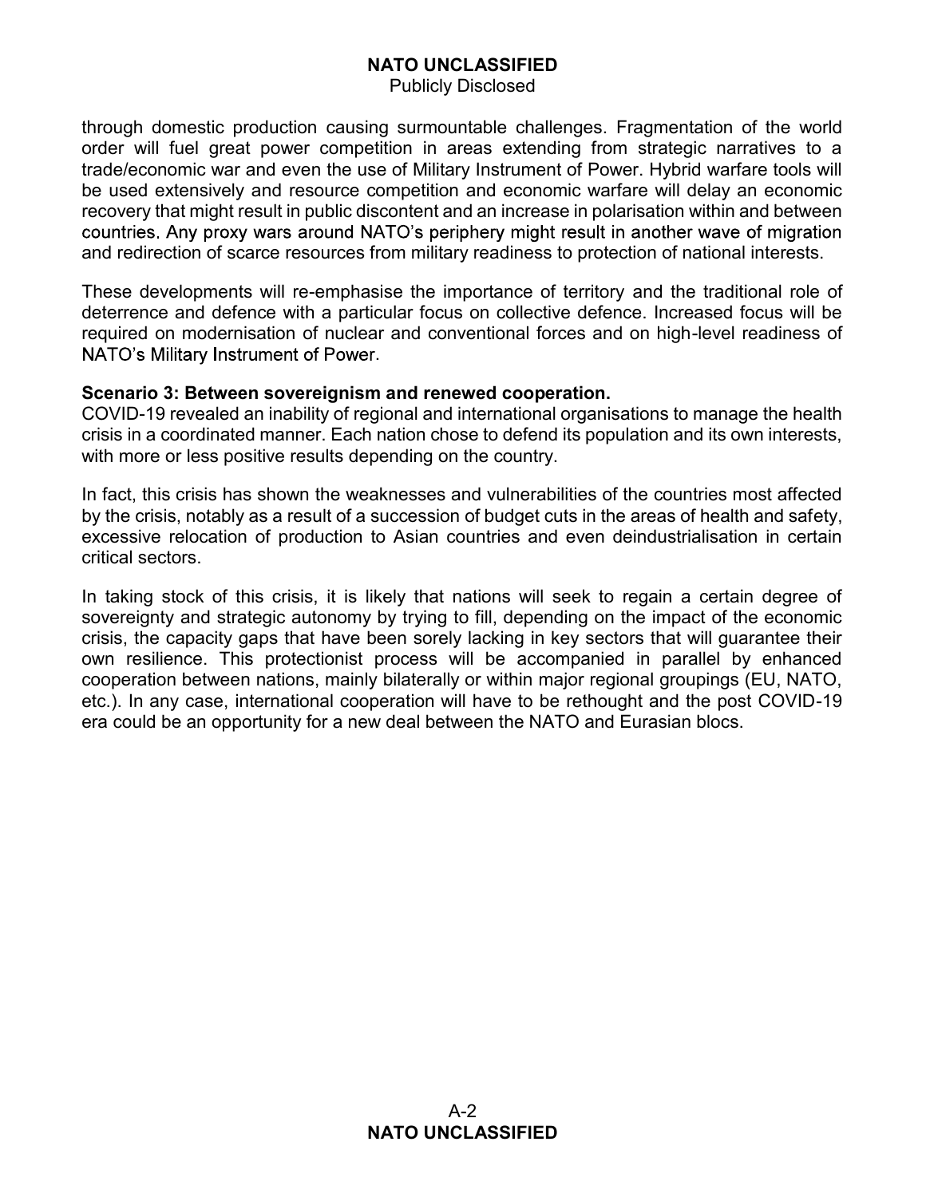through domestic production causing surmountable challenges. Fragmentation of the world order will fuel great power competition in areas extending from strategic narratives to a trade/economic war and even the use of Military Instrument of Power. Hybrid warfare tools will be used extensively and resource competition and economic warfare will delay an economic recovery that might result in public discontent and an increase in polarisation within and between countries. Any proxy wars around NATO's periphery might result in another wave of migration and redirection of scarce resources from military readiness to protection of national interests.

These developments will re-emphasise the importance of territory and the traditional role of deterrence and defence with a particular focus on collective defence. Increased focus will be required on modernisation of nuclear and conventional forces and on high-level readiness of NATO's Military Instrument of Power.

**Scenario 3: Between sovereignism and renewed cooperation.**

COVID-19 revealed an inability of regional and international organisations to manage the health crisis in a coordinated manner. Each nation chose to defend its population and its own interests, with more or less positive results depending on the country.

In fact, this crisis has shown the weaknesses and vulnerabilities of the countries most affected by the crisis, notably as a result of a succession of budget cuts in the areas of health and safety, excessive relocation of production to Asian countries and even deindustrialisation in certain critical sectors.

In taking stock of this crisis, it is likely that nations will seek to regain a certain degree of sovereignty and strategic autonomy by trying to fill, depending on the impact of the economic crisis, the capacity gaps that have been sorely lacking in key sectors that will guarantee their own resilience. This protectionist process will be accompanied in parallel by enhanced cooperation between nations, mainly bilaterally or within major regional groupings (EU, NATO, etc.). In any case, international cooperation will have to be rethought and the post COVID-19 era could be an opportunity for a new deal between the NATO and Eurasian blocs.